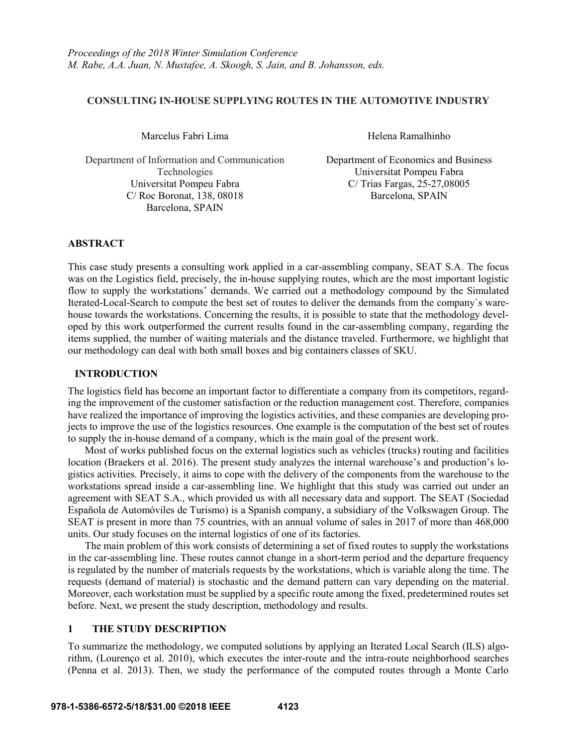*Proceedings of the 2018 Winter Simulation Conference*
*M. Rabe, A.A. Juan, N. Mustafee, A. Skoogh, S. Jain, and B. Johansson, eds.*

# CONSULTING IN-HOUSE SUPPLYING ROUTES IN THE AUTOMOTIVE INDUSTRY

Marcelus Fabri Lima

Department of Information and Communication Technologies
Universitat Pompeu Fabra
C/ Roc Boronat, 138, 08018
Barcelona, SPAIN

Helena Ramalhinho

Department of Economics and Business
Universitat Pompeu Fabra
C/ Trias Fargas, 25-27,08005
Barcelona, SPAIN

## ABSTRACT

This case study presents a consulting work applied in a car-assembling company, SEAT S.A. The focus was on the Logistics field, precisely, the in-house supplying routes, which are the most important logistic flow to supply the workstations' demands. We carried out a methodology compound by the Simulated Iterated-Local-Search to compute the best set of routes to deliver the demands from the company`s warehouse towards the workstations. Concerning the results, it is possible to state that the methodology developed by this work outperformed the current results found in the car-assembling company, regarding the items supplied, the number of waiting materials and the distance traveled. Furthermore, we highlight that our methodology can deal with both small boxes and big containers classes of SKU.

## INTRODUCTION

The logistics field has become an important factor to differentiate a company from its competitors, regarding the improvement of the customer satisfaction or the reduction management cost. Therefore, companies have realized the importance of improving the logistics activities, and these companies are developing projects to improve the use of the logistics resources. One example is the computation of the best set of routes to supply the in-house demand of a company, which is the main goal of the present work.

Most of works published focus on the external logistics such as vehicles (trucks) routing and facilities location (Braekers et al. 2016). The present study analyzes the internal warehouse's and production's logistics activities. Precisely, it aims to cope with the delivery of the components from the warehouse to the workstations spread inside a car-assembling line. We highlight that this study was carried out under an agreement with SEAT S.A., which provided us with all necessary data and support. The SEAT (Sociedad Española de Automóviles de Turismo) is a Spanish company, a subsidiary of the Volkswagen Group. The SEAT is present in more than 75 countries, with an annual volume of sales in 2017 of more than 468,000 units. Our study focuses on the internal logistics of one of its factories.

The main problem of this work consists of determining a set of fixed routes to supply the workstations in the car-assembling line. These routes cannot change in a short-term period and the departure frequency is regulated by the number of materials requests by the workstations, which is variable along the time. The requests (demand of material) is stochastic and the demand pattern can vary depending on the material. Moreover, each workstation must be supplied by a specific route among the fixed, predetermined routes set before. Next, we present the study description, methodology and results.

## 1 THE STUDY DESCRIPTION

To summarize the methodology, we computed solutions by applying an Iterated Local Search (ILS) algorithm, (Lourenço et al. 2010), which executes the inter-route and the intra-route neighborhood searches (Penna et al. 2013). Then, we study the performance of the computed routes through a Monte Carlo

978-1-5386-6572-5/18/$31.00 ©2018 IEEE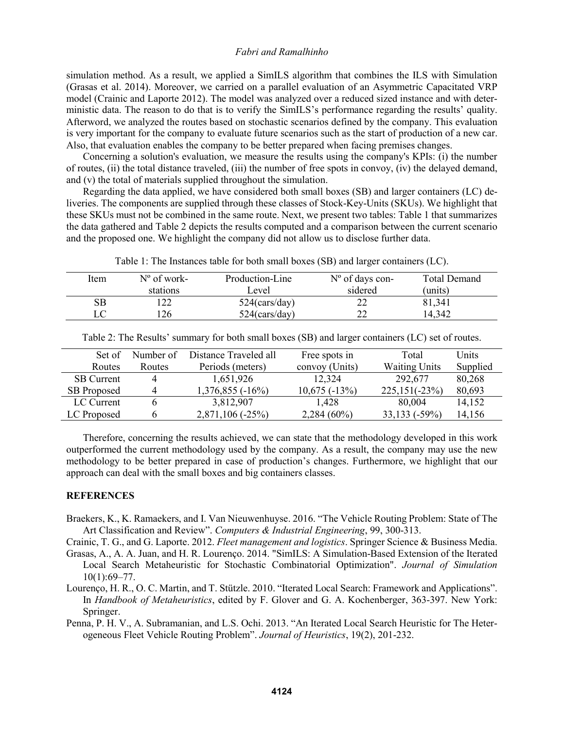simulation method. As a result, we applied a SimILS algorithm that combines the ILS with Simulation (Grasas et al. 2014). Moreover, we carried on a parallel evaluation of an Asymmetric Capacitated VRP model (Crainic and Laporte 2012). The model was analyzed over a reduced sized instance and with deterministic data. The reason to do that is to verify the SimILS's performance regarding the results' quality. Afterword, we analyzed the routes based on stochastic scenarios defined by the company. This evaluation is very important for the company to evaluate future scenarios such as the start of production of a new car. Also, that evaluation enables the company to be better prepared when facing premises changes.

Concerning a solution's evaluation, we measure the results using the company's KPIs: (i) the number of routes, (ii) the total distance traveled, (iii) the number of free spots in convoy, (iv) the delayed demand, and (v) the total of materials supplied throughout the simulation.

Regarding the data applied, we have considered both small boxes (SB) and larger containers (LC) deliveries. The components are supplied through these classes of Stock-Key-Units (SKUs). We highlight that these SKUs must not be combined in the same route. Next, we present two tables: Table 1 that summarizes the data gathered and Table 2 depicts the results computed and a comparison between the current scenario and the proposed one. We highlight the company did not allow us to disclose further data.

Table 1: The Instances table for both small boxes (SB) and larger containers (LC).

| Item | Nº of work-stations | Production-Line Level | Nº of days considered | Total Demand (units) |
|---|---|---|---|---|
| SB | 122 | 524(cars/day) | 22 | 81,341 |
| LC | 126 | 524(cars/day) | 22 | 14,342 |

Table 2: The Results' summary for both small boxes (SB) and larger containers (LC) set of routes.

| Set of Routes | Number of Routes | Distance Traveled all Periods (meters) | Free spots in convoy (Units) | Total Waiting Units | Units Supplied |
|---|---|---|---|---|---|
| SB Current | 4 | 1,651,926 | 12,324 | 292,677 | 80,268 |
| SB Proposed | 4 | 1,376,855 (-16%) | 10,675 (-13%) | 225,151(-23%) | 80,693 |
| LC Current | 6 | 3,812,907 | 1,428 | 80,004 | 14,152 |
| LC Proposed | 6 | 2,871,106 (-25%) | 2,284 (60%) | 33,133 (-59%) | 14,156 |

Therefore, concerning the results achieved, we can state that the methodology developed in this work outperformed the current methodology used by the company. As a result, the company may use the new methodology to be better prepared in case of production's changes. Furthermore, we highlight that our approach can deal with the small boxes and big containers classes.

## REFERENCES

Braekers, K., K. Ramaekers, and I. Van Nieuwenhuyse. 2016. "The Vehicle Routing Problem: State of The Art Classification and Review". *Computers & Industrial Engineering*, 99, 300-313.

Crainic, T. G., and G. Laporte. 2012. *Fleet management and logistics*. Springer Science & Business Media.

Grasas, A., A. A. Juan, and H. R. Lourenço. 2014. "SimILS: A Simulation-Based Extension of the Iterated Local Search Metaheuristic for Stochastic Combinatorial Optimization". *Journal of Simulation* 10(1):69–77.

Lourenço, H. R., O. C. Martin, and T. Stützle. 2010. "Iterated Local Search: Framework and Applications". In *Handbook of Metaheuristics*, edited by F. Glover and G. A. Kochenberger, 363-397. New York: Springer.

Penna, P. H. V., A. Subramanian, and L.S. Ochi. 2013. "An Iterated Local Search Heuristic for The Heterogeneous Fleet Vehicle Routing Problem". *Journal of Heuristics*, 19(2), 201-232.